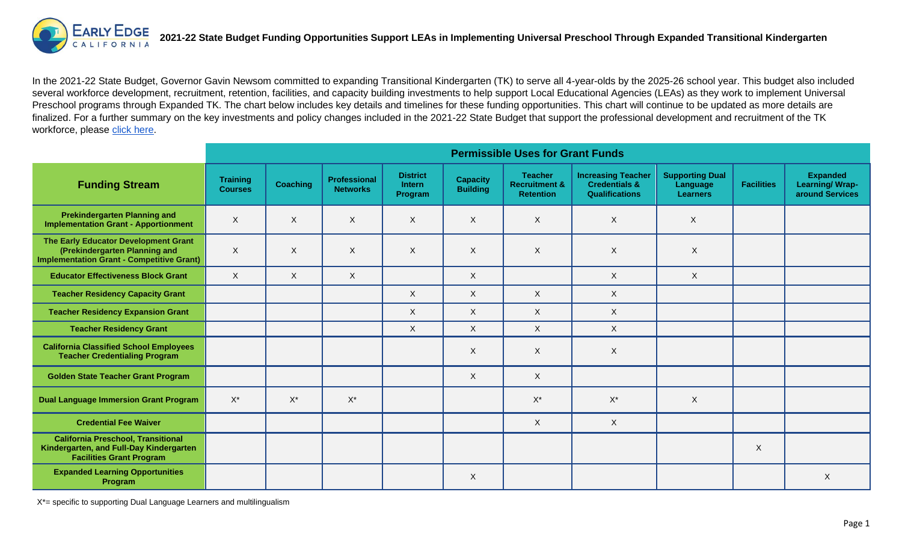# 2021-22 State Budget Funding Opportunities Support LEAs in Implementing Universal Preschool Through Expanded Transitional Kindergarten

In the 2021-22 State Budget, Governor Gavin Newsom committed to expanding Transitional Kindergarten (TK) to serve all 4-year-olds by the 2025-26 school year. This budget also included several workforce development, recruitment, retention, facilities, and capacity building investments to help support Local Educational Agencies (LEAs) as they work to implement Universal Preschool programs through Expanded TK. The chart below includes key details and timelines for these funding opportunities. This chart will continue to be updated as more details are finalized. For a further summary on the key investments and policy changes included in the 2021-22 State Budget that support the professional development and recruitment of the TK workforce, please click here.

| | Permissible Uses for Grant Funds | | | | | | | | | |
|---|---|---|---|---|---|---|---|---|---|---|
| **Funding Stream** | **Training Courses** | **Coaching** | **Professional Networks** | **District Intern Program** | **Capacity Building** | **Teacher Recruitment & Retention** | **Increasing Teacher Credentials & Qualifications** | **Supporting Dual Language Learners** | **Facilities** | **Expanded Learning/ Wrap-around Services** |
| **Prekindergarten Planning and Implementation Grant - Apportionment** | X | X | X | X | X | X | X | X | | |
| **The Early Educator Development Grant (Prekindergarten Planning and Implementation Grant - Competitive Grant)** | X | X | X | X | X | X | X | X | | |
| **Educator Effectiveness Block Grant** | X | X | X | | X | | X | X | | |
| **Teacher Residency Capacity Grant** | | | | X | X | X | X | | | |
| **Teacher Residency Expansion Grant** | | | | X | X | X | X | | | |
| **Teacher Residency Grant** | | | | X | X | X | X | | | |
| **California Classified School Employees Teacher Credentialing Program** | | | | | X | X | X | | | |
| **Golden State Teacher Grant Program** | | | | | X | X | | | | |
| **Dual Language Immersion Grant Program** | X* | X* | X* | | | X* | X* | X | | |
| **Credential Fee Waiver** | | | | | | X | X | | | |
| **California Preschool, Transitional Kindergarten, and Full-Day Kindergarten Facilities Grant Program** | | | | | | | | | X | |
| **Expanded Learning Opportunities Program** | | | | | X | | | | | X |

X*= specific to supporting Dual Language Learners and multilingualism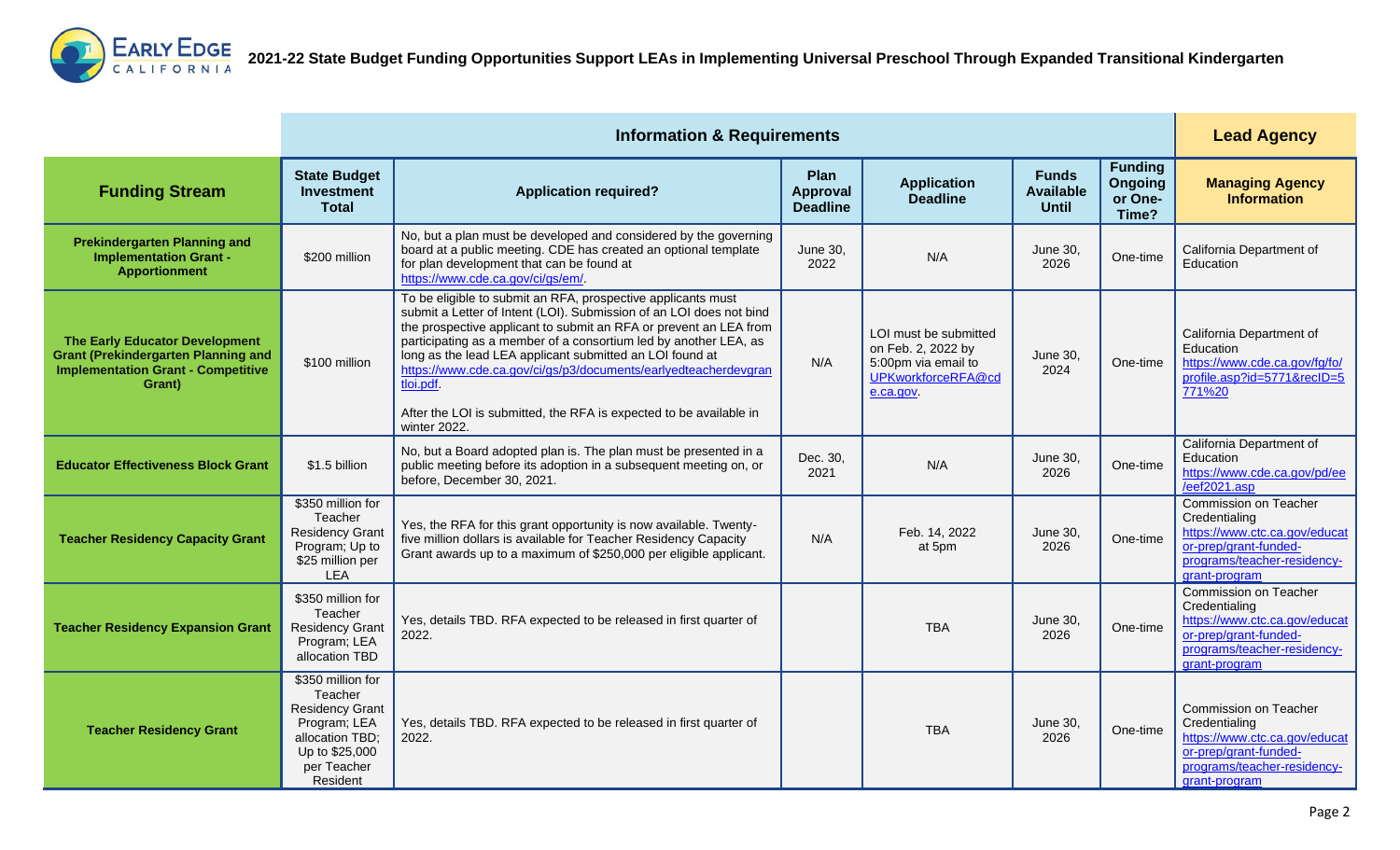# 2021-22 State Budget Funding Opportunities Support LEAs in Implementing Universal Preschool Through Expanded Transitional Kindergarten

| | Information & Requirements | | | | | | Lead Agency |
|---|---|---|---|---|---|---|---|
| **Funding Stream** | **State Budget Investment Total** | **Application required?** | **Plan Approval Deadline** | **Application Deadline** | **Funds Available Until** | **Funding Ongoing or One-Time?** | **Managing Agency Information** |
| **Prekindergarten Planning and Implementation Grant - Apportionment** | $200 million | No, but a plan must be developed and considered by the governing board at a public meeting. CDE has created an optional template for plan development that can be found at https://www.cde.ca.gov/ci/gs/em/. | June 30, 2022 | N/A | June 30, 2026 | One-time | California Department of Education |
| **The Early Educator Development Grant (Prekindergarten Planning and Implementation Grant - Competitive Grant)** | $100 million | To be eligible to submit an RFA, prospective applicants must submit a Letter of Intent (LOI). Submission of an LOI does not bind the prospective applicant to submit an RFA or prevent an LEA from participating as a member of a consortium led by another LEA, as long as the lead LEA applicant submitted an LOI found at https://www.cde.ca.gov/ci/gs/p3/documents/earlyedteacherdevgrantloi.pdf. After the LOI is submitted, the RFA is expected to be available in winter 2022. | N/A | LOI must be submitted on Feb. 2, 2022 by 5:00pm via email to UPKworkforceRFA@cde.ca.gov. | June 30, 2024 | One-time | California Department of Education https://www.cde.ca.gov/fg/fo/profile.asp?id=5771&recID=5771%20 |
| **Educator Effectiveness Block Grant** | $1.5 billion | No, but a Board adopted plan is. The plan must be presented in a public meeting before its adoption in a subsequent meeting on, or before, December 30, 2021. | Dec. 30, 2021 | N/A | June 30, 2026 | One-time | California Department of Education https://www.cde.ca.gov/pd/ee/eef2021.asp |
| **Teacher Residency Capacity Grant** | $350 million for Teacher Residency Grant Program; Up to $25 million per LEA | Yes, the RFA for this grant opportunity is now available. Twenty-five million dollars is available for Teacher Residency Capacity Grant awards up to a maximum of $250,000 per eligible applicant. | N/A | Feb. 14, 2022 at 5pm | June 30, 2026 | One-time | Commission on Teacher Credentialing https://www.ctc.ca.gov/educator-prep/grant-funded-programs/teacher-residency-grant-program |
| **Teacher Residency Expansion Grant** | $350 million for Teacher Residency Grant Program; LEA allocation TBD | Yes, details TBD. RFA expected to be released in first quarter of 2022. | | TBA | June 30, 2026 | One-time | Commission on Teacher Credentialing https://www.ctc.ca.gov/educator-prep/grant-funded-programs/teacher-residency-grant-program |
| **Teacher Residency Grant** | $350 million for Teacher Residency Grant Program; LEA allocation TBD; Up to $25,000 per Teacher Resident | Yes, details TBD. RFA expected to be released in first quarter of 2022. | | TBA | June 30, 2026 | One-time | Commission on Teacher Credentialing https://www.ctc.ca.gov/educator-prep/grant-funded-programs/teacher-residency-grant-program |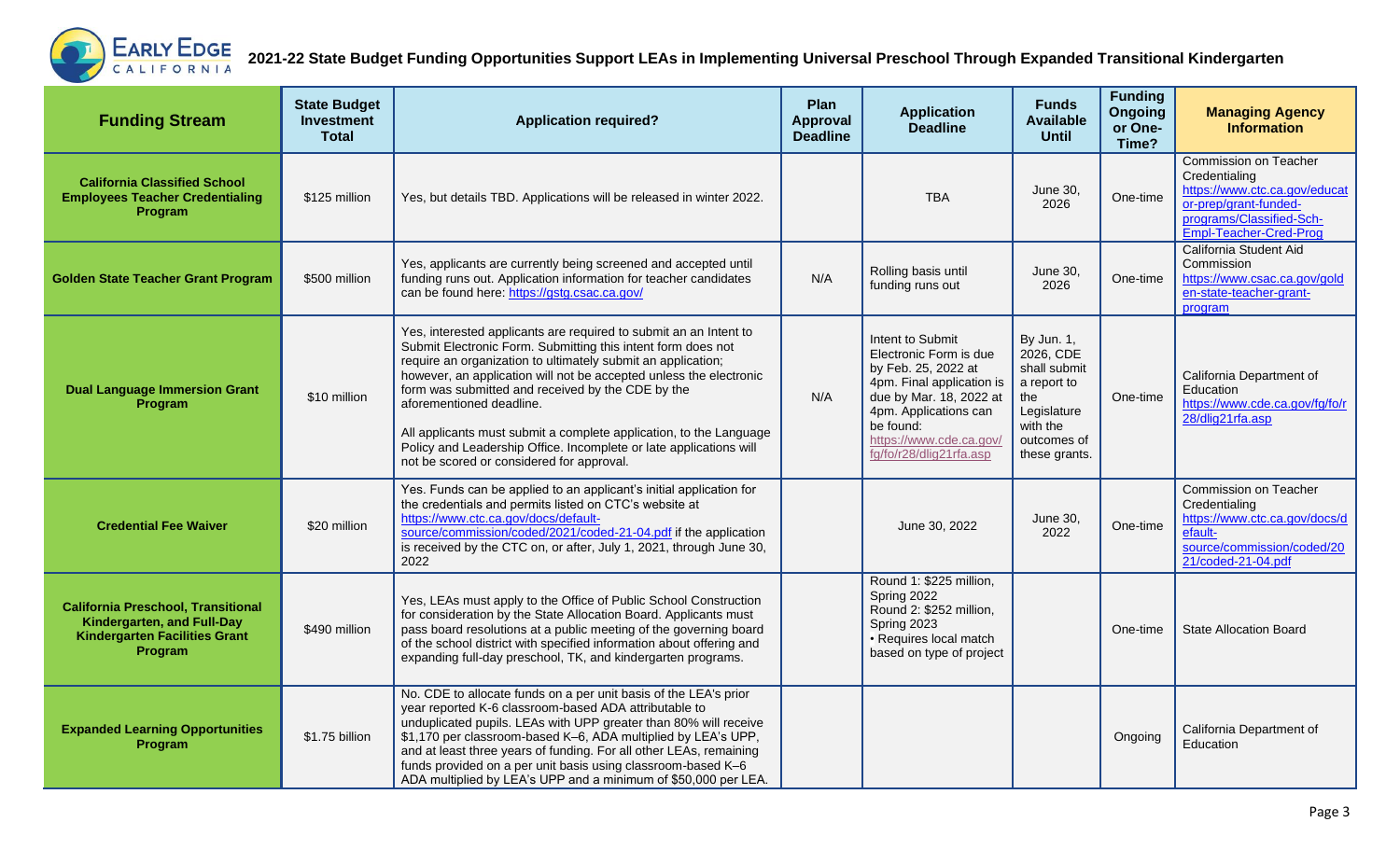# 2021-22 State Budget Funding Opportunities Support LEAs in Implementing Universal Preschool Through Expanded Transitional Kindergarten

| Funding Stream | State Budget Investment Total | Application required? | Plan Approval Deadline | Application Deadline | Funds Available Until | Funding Ongoing or One-Time? | Managing Agency Information |
|---|---|---|---|---|---|---|---|
| **California Classified School Employees Teacher Credentialing Program** | $125 million | Yes, but details TBD. Applications will be released in winter 2022. | | TBA | June 30, 2026 | One-time | Commission on Teacher Credentialing https://www.ctc.ca.gov/educator-prep/grant-funded-programs/Classified-Sch-Empl-Teacher-Cred-Prog |
| **Golden State Teacher Grant Program** | $500 million | Yes, applicants are currently being screened and accepted until funding runs out. Application information for teacher candidates can be found here: https://gstg.csac.ca.gov/ | N/A | Rolling basis until funding runs out | June 30, 2026 | One-time | California Student Aid Commission https://www.csac.ca.gov/golden-state-teacher-grant-program |
| **Dual Language Immersion Grant Program** | $10 million | Yes, interested applicants are required to submit an an Intent to Submit Electronic Form. Submitting this intent form does not require an organization to ultimately submit an application; however, an application will not be accepted unless the electronic form was submitted and received by the CDE by the aforementioned deadline. All applicants must submit a complete application, to the Language Policy and Leadership Office. Incomplete or late applications will not be scored or considered for approval. | N/A | Intent to Submit Electronic Form is due by Feb. 25, 2022 at 4pm. Final application is due by Mar. 18, 2022 at 4pm. Applications can be found: https://www.cde.ca.gov/fg/fo/r28/dlig21rfa.asp | By Jun. 1, 2026, CDE shall submit a report to the Legislature with the outcomes of these grants. | One-time | California Department of Education https://www.cde.ca.gov/fg/fo/r28/dlig21rfa.asp |
| **Credential Fee Waiver** | $20 million | Yes. Funds can be applied to an applicant's initial application for the credentials and permits listed on CTC's website at https://www.ctc.ca.gov/docs/default-source/commission/coded/2021/coded-21-04.pdf if the application is received by the CTC on, or after, July 1, 2021, through June 30, 2022 | | June 30, 2022 | June 30, 2022 | One-time | Commission on Teacher Credentialing https://www.ctc.ca.gov/docs/default-source/commission/coded/2021/coded-21-04.pdf |
| **California Preschool, Transitional Kindergarten, and Full-Day Kindergarten Facilities Grant Program** | $490 million | Yes, LEAs must apply to the Office of Public School Construction for consideration by the State Allocation Board. Applicants must pass board resolutions at a public meeting of the governing board of the school district with specified information about offering and expanding full-day preschool, TK, and kindergarten programs. | | Round 1: $225 million, Spring 2022<br>Round 2: $252 million, Spring 2023<br>• Requires local match based on type of project | | One-time | State Allocation Board |
| **Expanded Learning Opportunities Program** | $1.75 billion | No. CDE to allocate funds on a per unit basis of the LEA's prior year reported K-6 classroom-based ADA attributable to unduplicated pupils. LEAs with UPP greater than 80% will receive $1,170 per classroom-based K–6, ADA multiplied by LEA's UPP, and at least three years of funding. For all other LEAs, remaining funds provided on a per unit basis using classroom-based K–6 ADA multiplied by LEA's UPP and a minimum of $50,000 per LEA. | | | | Ongoing | California Department of Education |